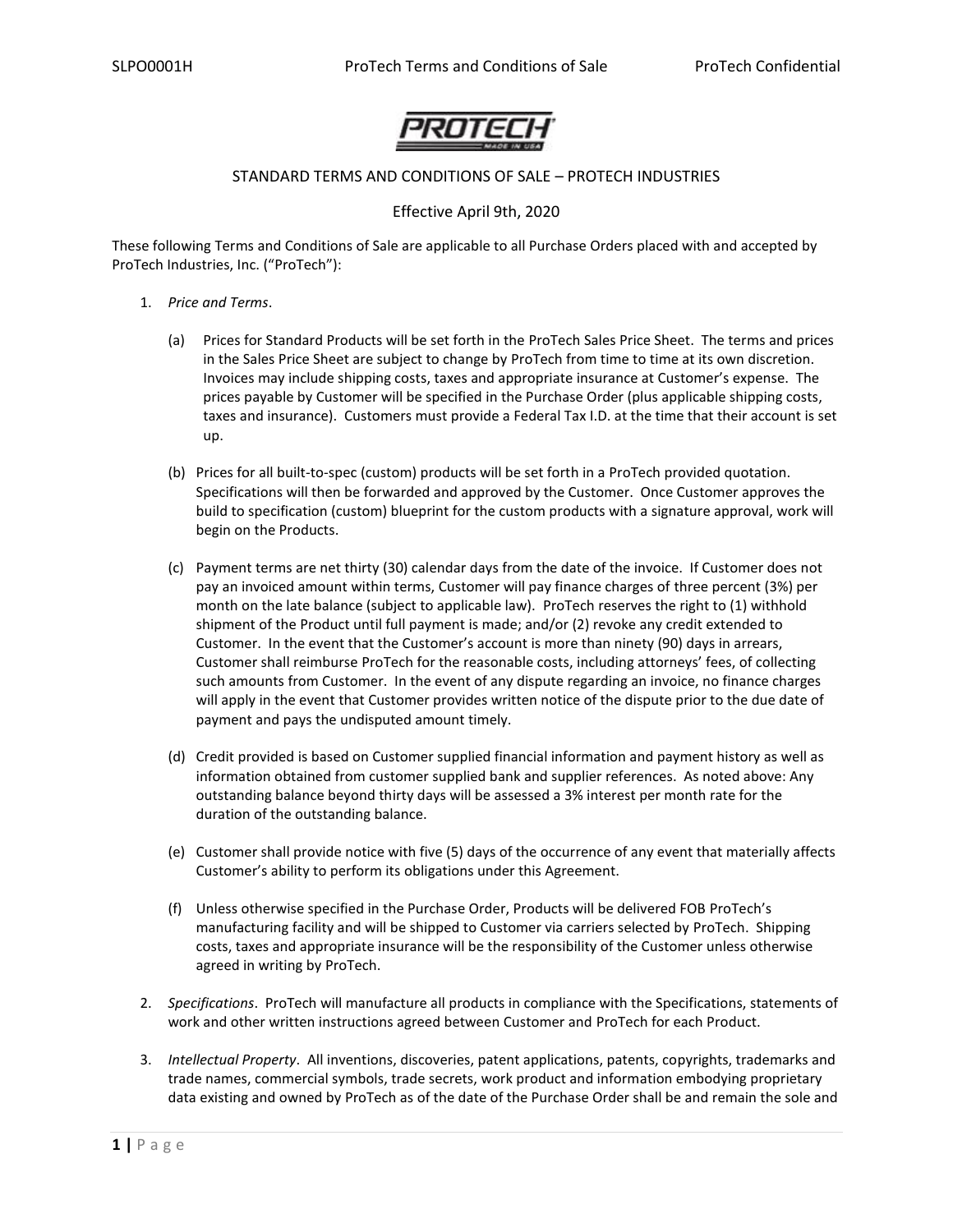# STANDARD TERMS AND CONDITIONS OF SALE – PROTECH INDUSTRIES

Effective April 9th, 2020

These following Terms and Conditions of Sale are applicable to all Purchase Orders placed with and accepted by ProTech Industries, Inc. ("ProTech"):

1. *Price and Terms*.

   (a) Prices for Standard Products will be set forth in the ProTech Sales Price Sheet. The terms and prices in the Sales Price Sheet are subject to change by ProTech from time to time at its own discretion. Invoices may include shipping costs, taxes and appropriate insurance at Customer's expense. The prices payable by Customer will be specified in the Purchase Order (plus applicable shipping costs, taxes and insurance). Customers must provide a Federal Tax I.D. at the time that their account is set up.

   (b) Prices for all built-to-spec (custom) products will be set forth in a ProTech provided quotation. Specifications will then be forwarded and approved by the Customer. Once Customer approves the build to specification (custom) blueprint for the custom products with a signature approval, work will begin on the Products.

   (c) Payment terms are net thirty (30) calendar days from the date of the invoice. If Customer does not pay an invoiced amount within terms, Customer will pay finance charges of three percent (3%) per month on the late balance (subject to applicable law). ProTech reserves the right to (1) withhold shipment of the Product until full payment is made; and/or (2) revoke any credit extended to Customer. In the event that the Customer's account is more than ninety (90) days in arrears, Customer shall reimburse ProTech for the reasonable costs, including attorneys' fees, of collecting such amounts from Customer. In the event of any dispute regarding an invoice, no finance charges will apply in the event that Customer provides written notice of the dispute prior to the due date of payment and pays the undisputed amount timely.

   (d) Credit provided is based on Customer supplied financial information and payment history as well as information obtained from customer supplied bank and supplier references. As noted above: Any outstanding balance beyond thirty days will be assessed a 3% interest per month rate for the duration of the outstanding balance.

   (e) Customer shall provide notice with five (5) days of the occurrence of any event that materially affects Customer's ability to perform its obligations under this Agreement.

   (f) Unless otherwise specified in the Purchase Order, Products will be delivered FOB ProTech's manufacturing facility and will be shipped to Customer via carriers selected by ProTech. Shipping costs, taxes and appropriate insurance will be the responsibility of the Customer unless otherwise agreed in writing by ProTech.

2. *Specifications*. ProTech will manufacture all products in compliance with the Specifications, statements of work and other written instructions agreed between Customer and ProTech for each Product.

3. *Intellectual Property*. All inventions, discoveries, patent applications, patents, copyrights, trademarks and trade names, commercial symbols, trade secrets, work product and information embodying proprietary data existing and owned by ProTech as of the date of the Purchase Order shall be and remain the sole and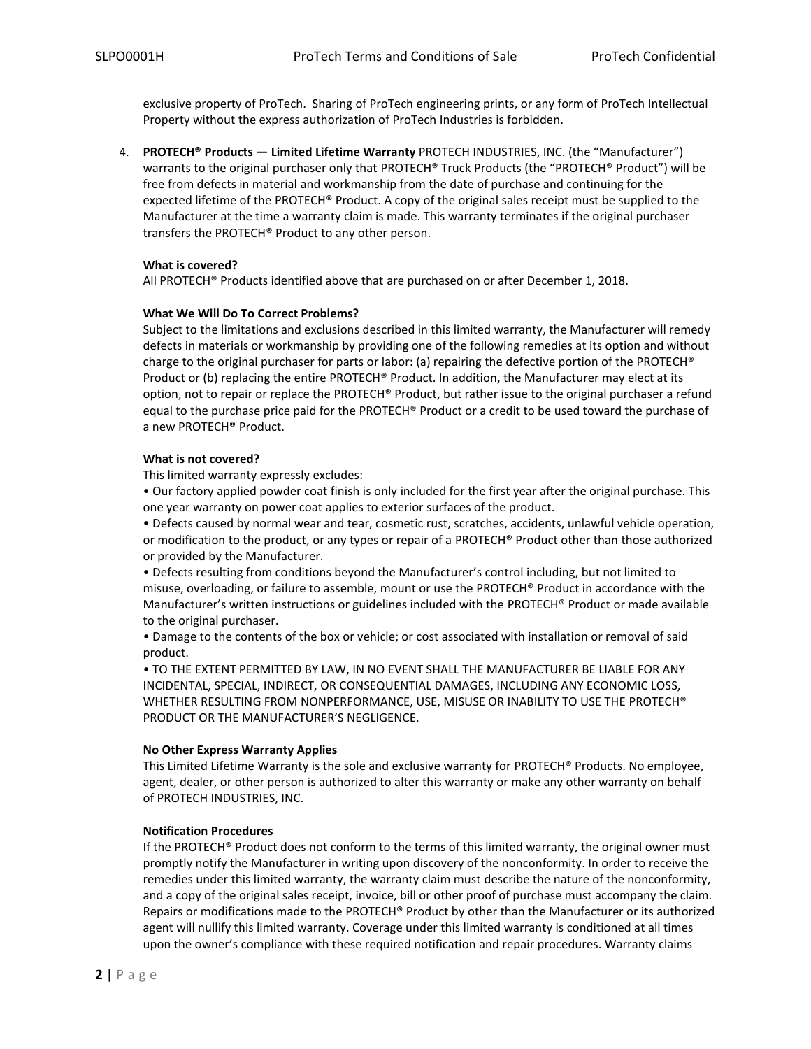exclusive property of ProTech. Sharing of ProTech engineering prints, or any form of ProTech Intellectual Property without the express authorization of ProTech Industries is forbidden.

4. **PROTECH® Products — Limited Lifetime Warranty** PROTECH INDUSTRIES, INC. (the "Manufacturer") warrants to the original purchaser only that PROTECH® Truck Products (the "PROTECH® Product") will be free from defects in material and workmanship from the date of purchase and continuing for the expected lifetime of the PROTECH® Product. A copy of the original sales receipt must be supplied to the Manufacturer at the time a warranty claim is made. This warranty terminates if the original purchaser transfers the PROTECH® Product to any other person.

   **What is covered?**
   All PROTECH® Products identified above that are purchased on or after December 1, 2018.

   **What We Will Do To Correct Problems?**
   Subject to the limitations and exclusions described in this limited warranty, the Manufacturer will remedy defects in materials or workmanship by providing one of the following remedies at its option and without charge to the original purchaser for parts or labor: (a) repairing the defective portion of the PROTECH® Product or (b) replacing the entire PROTECH® Product. In addition, the Manufacturer may elect at its option, not to repair or replace the PROTECH® Product, but rather issue to the original purchaser a refund equal to the purchase price paid for the PROTECH® Product or a credit to be used toward the purchase of a new PROTECH® Product.

   **What is not covered?**
   This limited warranty expressly excludes:
   • Our factory applied powder coat finish is only included for the first year after the original purchase. This one year warranty on power coat applies to exterior surfaces of the product.
   • Defects caused by normal wear and tear, cosmetic rust, scratches, accidents, unlawful vehicle operation, or modification to the product, or any types or repair of a PROTECH® Product other than those authorized or provided by the Manufacturer.
   • Defects resulting from conditions beyond the Manufacturer's control including, but not limited to misuse, overloading, or failure to assemble, mount or use the PROTECH® Product in accordance with the Manufacturer's written instructions or guidelines included with the PROTECH® Product or made available to the original purchaser.
   • Damage to the contents of the box or vehicle; or cost associated with installation or removal of said product.
   • TO THE EXTENT PERMITTED BY LAW, IN NO EVENT SHALL THE MANUFACTURER BE LIABLE FOR ANY INCIDENTAL, SPECIAL, INDIRECT, OR CONSEQUENTIAL DAMAGES, INCLUDING ANY ECONOMIC LOSS, WHETHER RESULTING FROM NONPERFORMANCE, USE, MISUSE OR INABILITY TO USE THE PROTECH® PRODUCT OR THE MANUFACTURER'S NEGLIGENCE.

   **No Other Express Warranty Applies**
   This Limited Lifetime Warranty is the sole and exclusive warranty for PROTECH® Products. No employee, agent, dealer, or other person is authorized to alter this warranty or make any other warranty on behalf of PROTECH INDUSTRIES, INC.

   **Notification Procedures**
   If the PROTECH® Product does not conform to the terms of this limited warranty, the original owner must promptly notify the Manufacturer in writing upon discovery of the nonconformity. In order to receive the remedies under this limited warranty, the warranty claim must describe the nature of the nonconformity, and a copy of the original sales receipt, invoice, bill or other proof of purchase must accompany the claim. Repairs or modifications made to the PROTECH® Product by other than the Manufacturer or its authorized agent will nullify this limited warranty. Coverage under this limited warranty is conditioned at all times upon the owner's compliance with these required notification and repair procedures. Warranty claims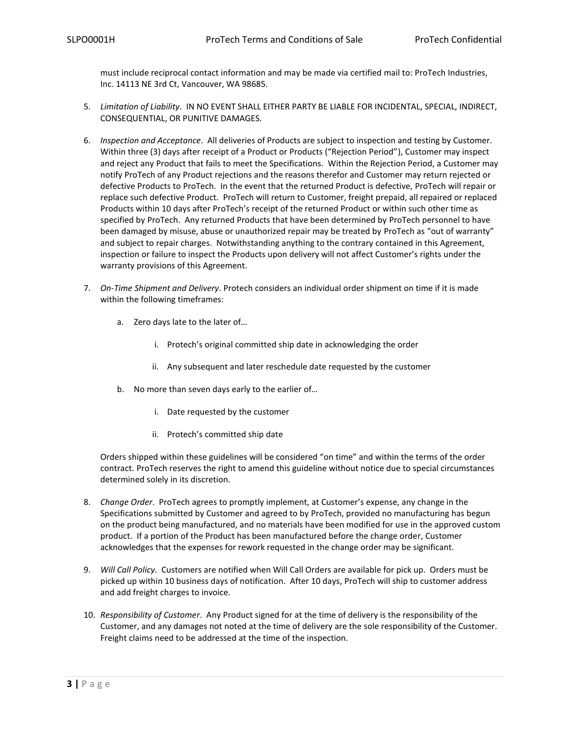must include reciprocal contact information and may be made via certified mail to: ProTech Industries, Inc. 14113 NE 3rd Ct, Vancouver, WA 98685.

5. *Limitation of Liability*. IN NO EVENT SHALL EITHER PARTY BE LIABLE FOR INCIDENTAL, SPECIAL, INDIRECT, CONSEQUENTIAL, OR PUNITIVE DAMAGES.

6. *Inspection and Acceptance*. All deliveries of Products are subject to inspection and testing by Customer. Within three (3) days after receipt of a Product or Products ("Rejection Period"), Customer may inspect and reject any Product that fails to meet the Specifications. Within the Rejection Period, a Customer may notify ProTech of any Product rejections and the reasons therefor and Customer may return rejected or defective Products to ProTech. In the event that the returned Product is defective, ProTech will repair or replace such defective Product. ProTech will return to Customer, freight prepaid, all repaired or replaced Products within 10 days after ProTech's receipt of the returned Product or within such other time as specified by ProTech. Any returned Products that have been determined by ProTech personnel to have been damaged by misuse, abuse or unauthorized repair may be treated by ProTech as "out of warranty" and subject to repair charges. Notwithstanding anything to the contrary contained in this Agreement, inspection or failure to inspect the Products upon delivery will not affect Customer's rights under the warranty provisions of this Agreement.

7. *On-Time Shipment and Delivery*. Protech considers an individual order shipment on time if it is made within the following timeframes:

   a. Zero days late to the later of…

      i. Protech's original committed ship date in acknowledging the order

      ii. Any subsequent and later reschedule date requested by the customer

   b. No more than seven days early to the earlier of…

      i. Date requested by the customer

      ii. Protech's committed ship date

   Orders shipped within these guidelines will be considered "on time" and within the terms of the order contract. ProTech reserves the right to amend this guideline without notice due to special circumstances determined solely in its discretion.

8. *Change Order*. ProTech agrees to promptly implement, at Customer's expense, any change in the Specifications submitted by Customer and agreed to by ProTech, provided no manufacturing has begun on the product being manufactured, and no materials have been modified for use in the approved custom product. If a portion of the Product has been manufactured before the change order, Customer acknowledges that the expenses for rework requested in the change order may be significant.

9. *Will Call Policy*. Customers are notified when Will Call Orders are available for pick up. Orders must be picked up within 10 business days of notification. After 10 days, ProTech will ship to customer address and add freight charges to invoice.

10. *Responsibility of Customer*. Any Product signed for at the time of delivery is the responsibility of the Customer, and any damages not noted at the time of delivery are the sole responsibility of the Customer. Freight claims need to be addressed at the time of the inspection.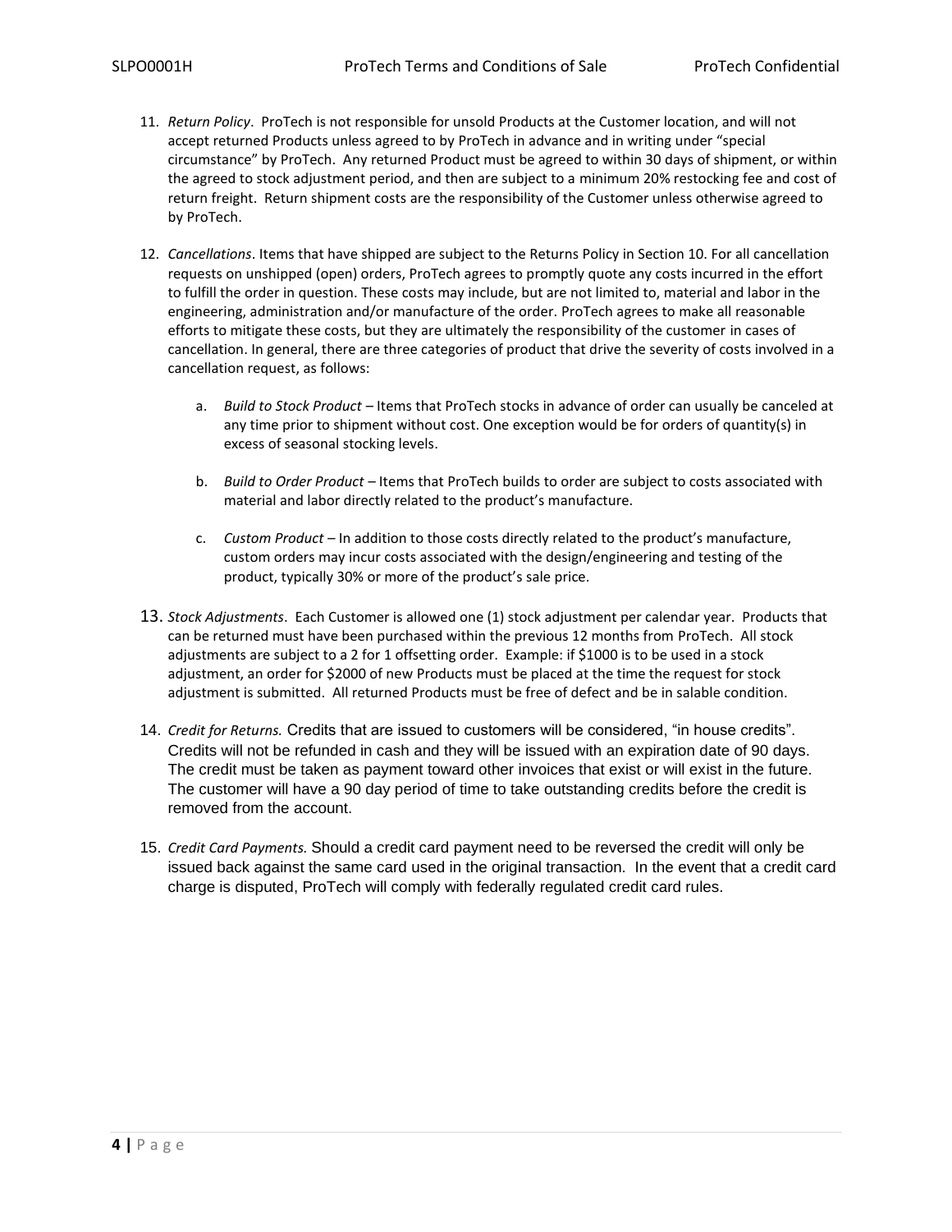11. *Return Policy*. ProTech is not responsible for unsold Products at the Customer location, and will not accept returned Products unless agreed to by ProTech in advance and in writing under "special circumstance" by ProTech. Any returned Product must be agreed to within 30 days of shipment, or within the agreed to stock adjustment period, and then are subject to a minimum 20% restocking fee and cost of return freight. Return shipment costs are the responsibility of the Customer unless otherwise agreed to by ProTech.

12. *Cancellations*. Items that have shipped are subject to the Returns Policy in Section 10. For all cancellation requests on unshipped (open) orders, ProTech agrees to promptly quote any costs incurred in the effort to fulfill the order in question. These costs may include, but are not limited to, material and labor in the engineering, administration and/or manufacture of the order. ProTech agrees to make all reasonable efforts to mitigate these costs, but they are ultimately the responsibility of the customer in cases of cancellation. In general, there are three categories of product that drive the severity of costs involved in a cancellation request, as follows:

    a. *Build to Stock Product* – Items that ProTech stocks in advance of order can usually be canceled at any time prior to shipment without cost. One exception would be for orders of quantity(s) in excess of seasonal stocking levels.

    b. *Build to Order Product* – Items that ProTech builds to order are subject to costs associated with material and labor directly related to the product's manufacture.

    c. *Custom Product* – In addition to those costs directly related to the product's manufacture, custom orders may incur costs associated with the design/engineering and testing of the product, typically 30% or more of the product's sale price.

13. *Stock Adjustments*. Each Customer is allowed one (1) stock adjustment per calendar year. Products that can be returned must have been purchased within the previous 12 months from ProTech. All stock adjustments are subject to a 2 for 1 offsetting order. Example: if $1000 is to be used in a stock adjustment, an order for $2000 of new Products must be placed at the time the request for stock adjustment is submitted. All returned Products must be free of defect and be in salable condition.

14. *Credit for Returns.* Credits that are issued to customers will be considered, "in house credits". Credits will not be refunded in cash and they will be issued with an expiration date of 90 days. The credit must be taken as payment toward other invoices that exist or will exist in the future. The customer will have a 90 day period of time to take outstanding credits before the credit is removed from the account.

15. *Credit Card Payments.* Should a credit card payment need to be reversed the credit will only be issued back against the same card used in the original transaction. In the event that a credit card charge is disputed, ProTech will comply with federally regulated credit card rules.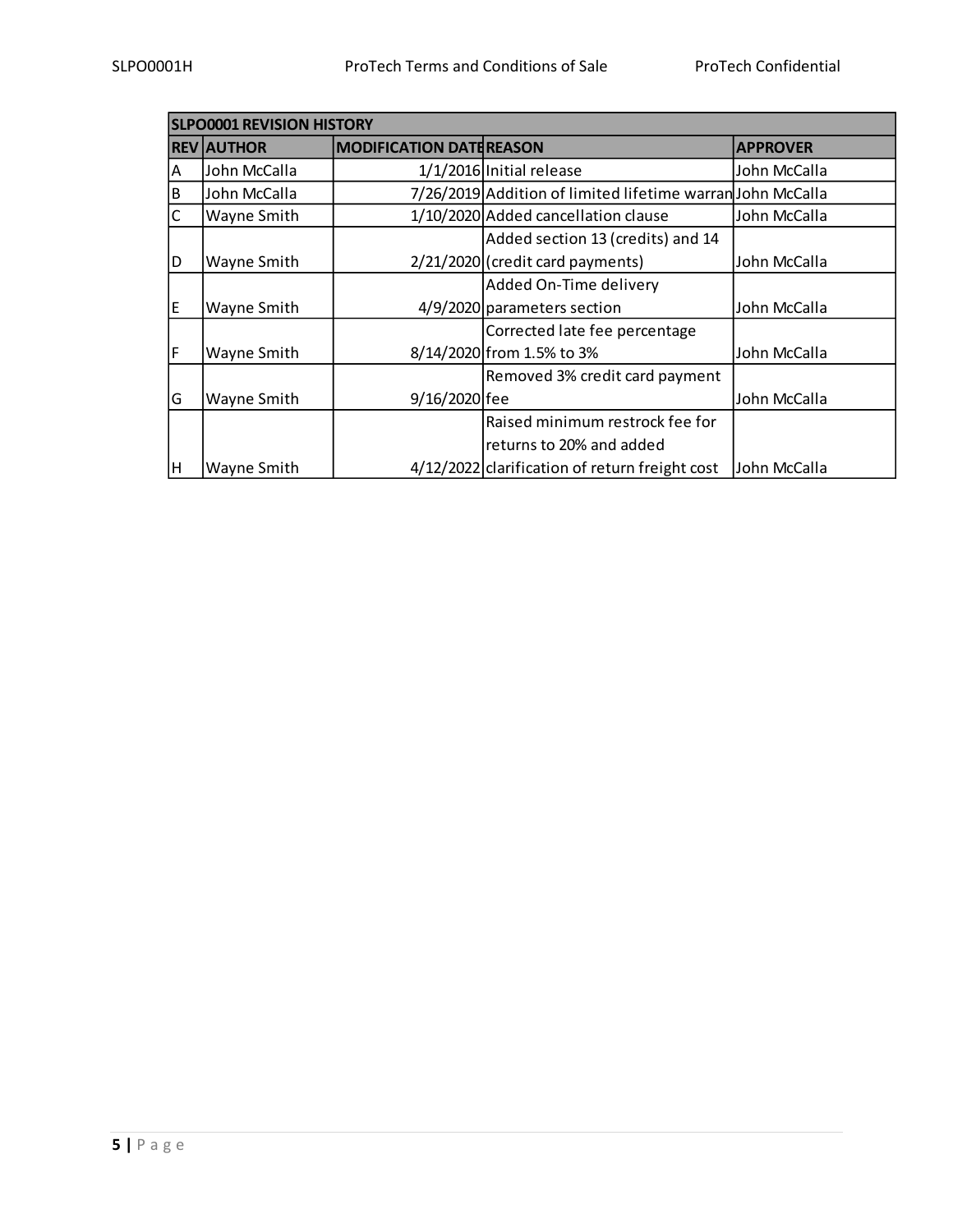| SLPO0001 REVISION HISTORY | | | | |
|---|---|---|---|---|
| REV | AUTHOR | MODIFICATION DATE | REASON | APPROVER |
| A | John McCalla | 1/1/2016 | Initial release | John McCalla |
| B | John McCalla | 7/26/2019 | Addition of limited lifetime warran | John McCalla |
| C | Wayne Smith | 1/10/2020 | Added cancellation clause | John McCalla |
| D | Wayne Smith | 2/21/2020 | Added section 13 (credits) and 14 (credit card payments) | John McCalla |
| E | Wayne Smith | 4/9/2020 | Added On-Time delivery parameters section | John McCalla |
| F | Wayne Smith | 8/14/2020 | Corrected late fee percentage from 1.5% to 3% | John McCalla |
| G | Wayne Smith | 9/16/2020 | Removed 3% credit card payment fee | John McCalla |
| H | Wayne Smith | 4/12/2022 | Raised minimum restrock fee for returns to 20% and added clarification of return freight cost | John McCalla |